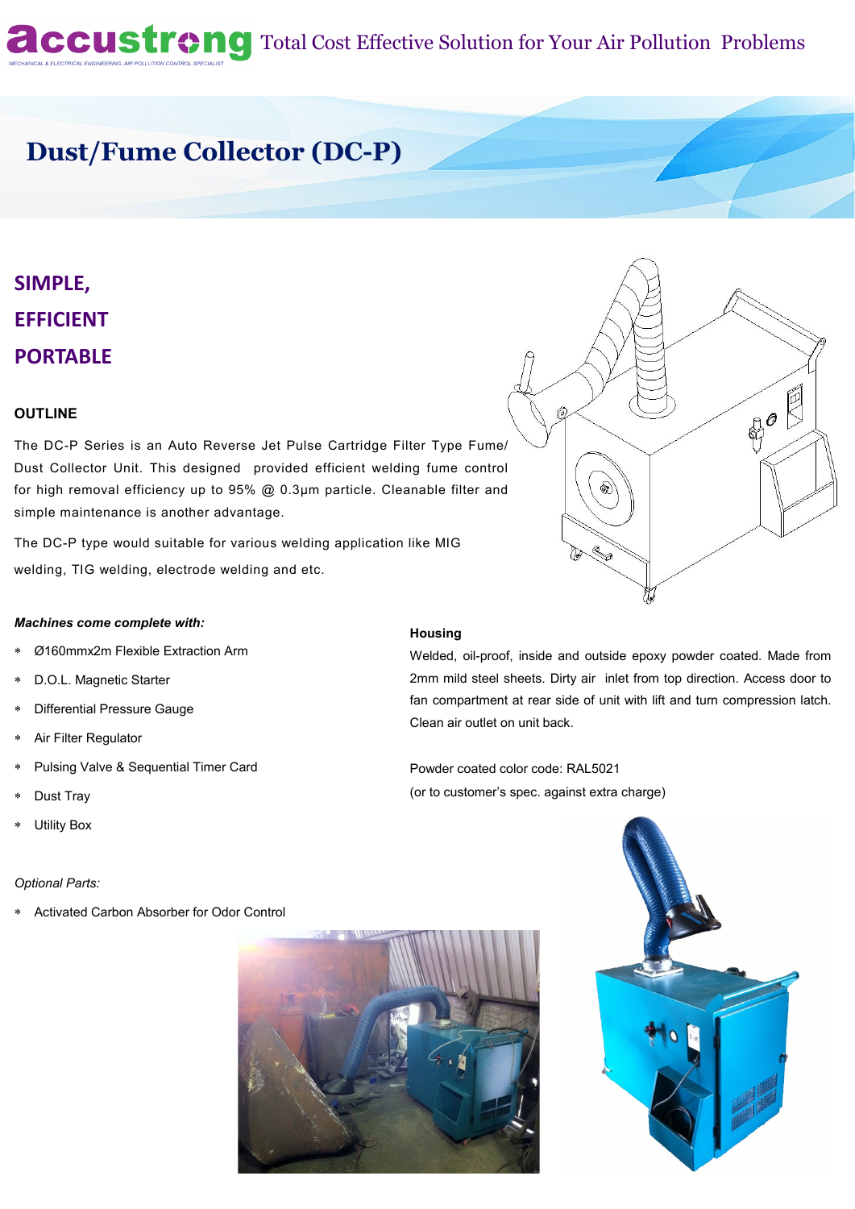accustrong Total Cost Effective Solution for Your Air Pollution Problems

MECHANICAL & ELECTRICAL ENGINEERING, AIR POLLUTION CONTROL SPECIALIST

# Dust/Fume Collector (DC-P)

## SIMPLE,
## EFFICIENT
## PORTABLE

### OUTLINE

The DC-P Series is an Auto Reverse Jet Pulse Cartridge Filter Type Fume/ Dust Collector Unit. This designed provided efficient welding fume control for high removal efficiency up to 95% @ 0.3μm particle. Cleanable filter and simple maintenance is another advantage.

The DC-P type would suitable for various welding application like MIG welding, TIG welding, electrode welding and etc.

***Machines come complete with:***

* Ø160mmx2m Flexible Extraction Arm
* D.O.L. Magnetic Starter
* Differential Pressure Gauge
* Air Filter Regulator
* Pulsing Valve & Sequential Timer Card
* Dust Tray
* Utility Box

*Optional Parts:*

* Activated Carbon Absorber for Odor Control

**Housing**

Welded, oil-proof, inside and outside epoxy powder coated. Made from 2mm mild steel sheets. Dirty air inlet from top direction. Access door to fan compartment at rear side of unit with lift and turn compression latch. Clean air outlet on unit back.

Powder coated color code: RAL5021
(or to customer's spec. against extra charge)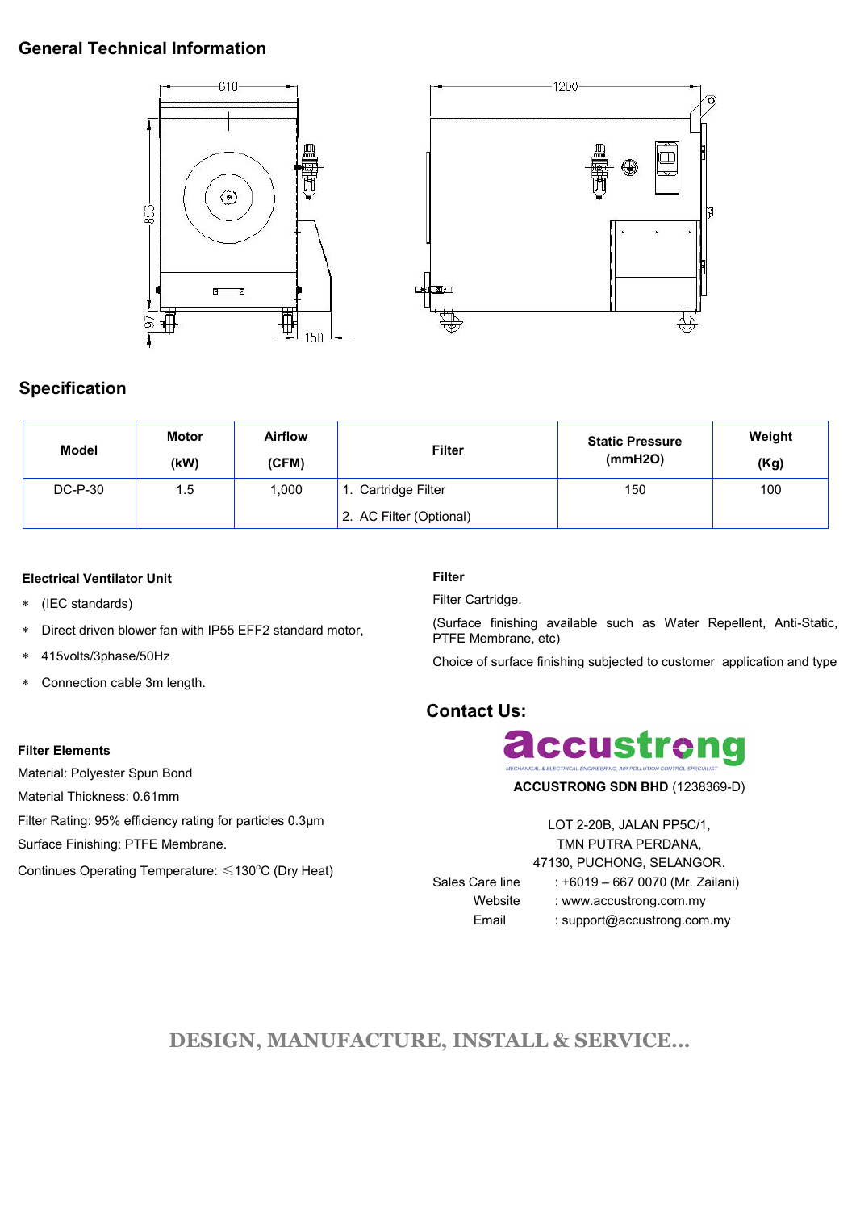## General Technical Information

610

1200

853

97

150

## Specification

| Model | Motor (kW) | Airflow (CFM) | Filter | Static Pressure (mmH2O) | Weight (Kg) |
|---|---|---|---|---|---|
| DC-P-30 | 1.5 | 1,000 | 1. Cartridge Filter<br>2. AC Filter (Optional) | 150 | 100 |

**Electrical Ventilator Unit**

- (IEC standards)
- Direct driven blower fan with IP55 EFF2 standard motor,
- 415volts/3phase/50Hz
- Connection cable 3m length.

**Filter Elements**

Material: Polyester Spun Bond

Material Thickness: 0.61mm

Filter Rating: 95% efficiency rating for particles 0.3µm

Surface Finishing: PTFE Membrane.

Continues Operating Temperature: ≤130°C (Dry Heat)

**Filter**

Filter Cartridge.

(Surface finishing available such as Water Repellent, Anti-Static, PTFE Membrane, etc)

Choice of surface finishing subjected to customer application and type

## Contact Us:

accustrong

MECHANICAL & ELECTRICAL ENGINEERING, AIR POLLUTION CONTROL SPECIALIST

**ACCUSTRONG SDN BHD** (1238369-D)

LOT 2-20B, JALAN PP5C/1,
TMN PUTRA PERDANA,
47130, PUCHONG, SELANGOR.

Sales Care line : +6019 – 667 0070 (Mr. Zailani)
Website : www.accustrong.com.my
Email : support@accustrong.com.my

**DESIGN, MANUFACTURE, INSTALL & SERVICE...**